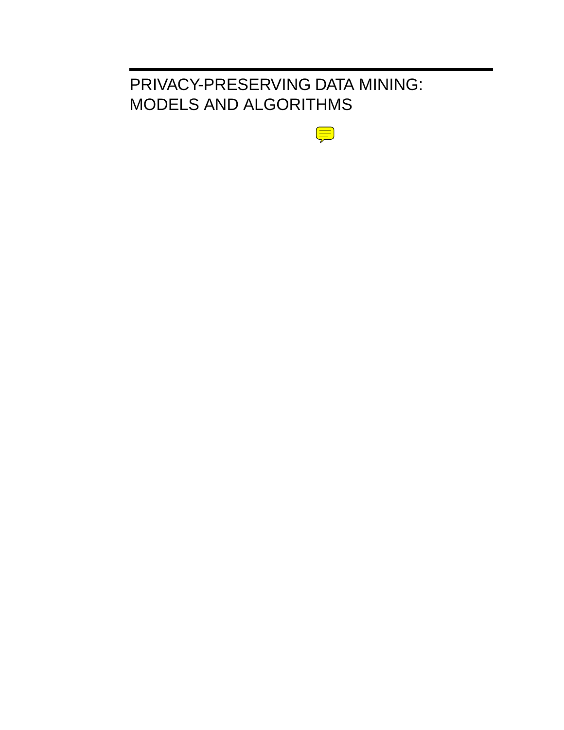# PRIVACY-PRESERVING DATA MINING: MODELS AND ALGORITHMS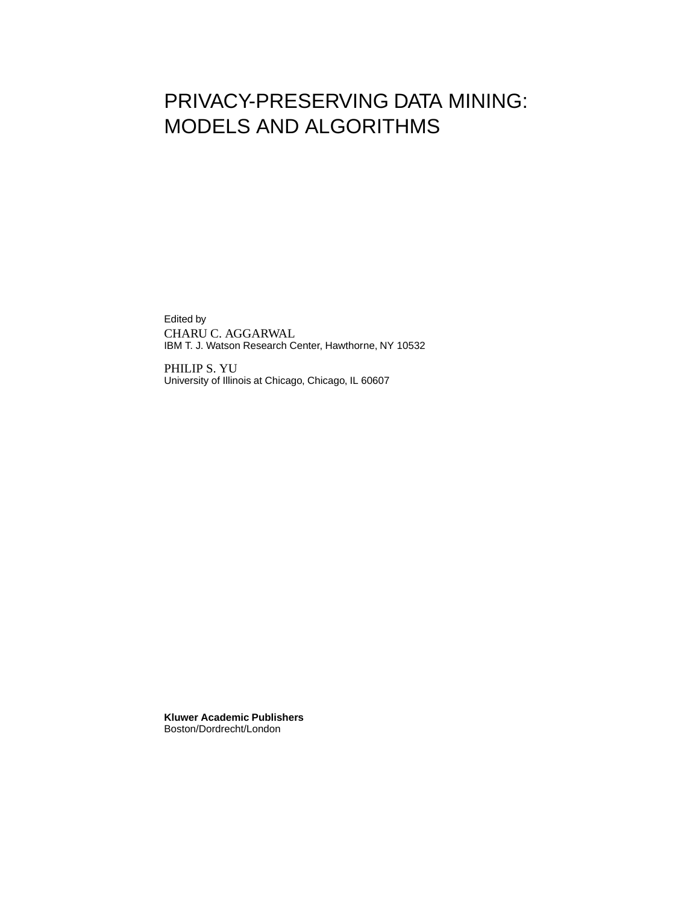# PRIVACY-PRESERVING DATA MINING: MODELS AND ALGORITHMS

Edited by

CHARU C. AGGARWAL
IBM T. J. Watson Research Center, Hawthorne, NY 10532

PHILIP S. YU
University of Illinois at Chicago, Chicago, IL 60607

**Kluwer Academic Publishers**
Boston/Dordrecht/London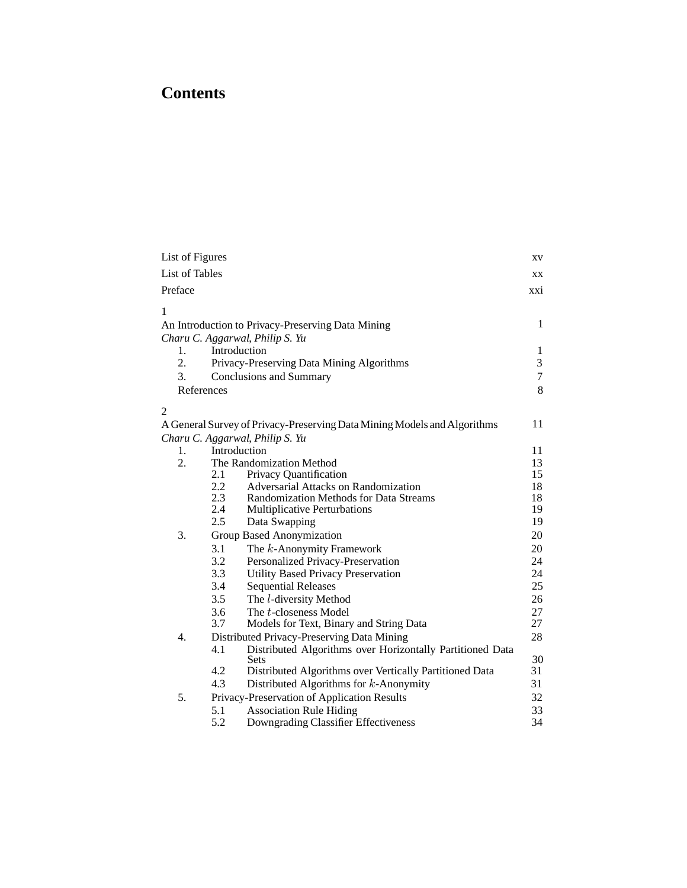# Contents

List of Figures xv

List of Tables xx

Preface xxi

1
An Introduction to Privacy-Preserving Data Mining 1
*Charu C. Aggarwal, Philip S. Yu*

1. Introduction 1
2. Privacy-Preserving Data Mining Algorithms 3
3. Conclusions and Summary 7

References 8

2
A General Survey of Privacy-Preserving Data Mining Models and Algorithms 11
*Charu C. Aggarwal, Philip S. Yu*

1. Introduction 11
2. The Randomization Method 13
   - 2.1 Privacy Quantification 15
   - 2.2 Adversarial Attacks on Randomization 18
   - 2.3 Randomization Methods for Data Streams 18
   - 2.4 Multiplicative Perturbations 19
   - 2.5 Data Swapping 19
3. Group Based Anonymization 20
   - 3.1 The $k$-Anonymity Framework 20
   - 3.2 Personalized Privacy-Preservation 24
   - 3.3 Utility Based Privacy Preservation 24
   - 3.4 Sequential Releases 25
   - 3.5 The $l$-diversity Method 26
   - 3.6 The $t$-closeness Model 27
   - 3.7 Models for Text, Binary and String Data 27
4. Distributed Privacy-Preserving Data Mining 28
   - 4.1 Distributed Algorithms over Horizontally Partitioned Data Sets 30
   - 4.2 Distributed Algorithms over Vertically Partitioned Data 31
   - 4.3 Distributed Algorithms for $k$-Anonymity 31
5. Privacy-Preservation of Application Results 32
   - 5.1 Association Rule Hiding 33
   - 5.2 Downgrading Classifier Effectiveness 34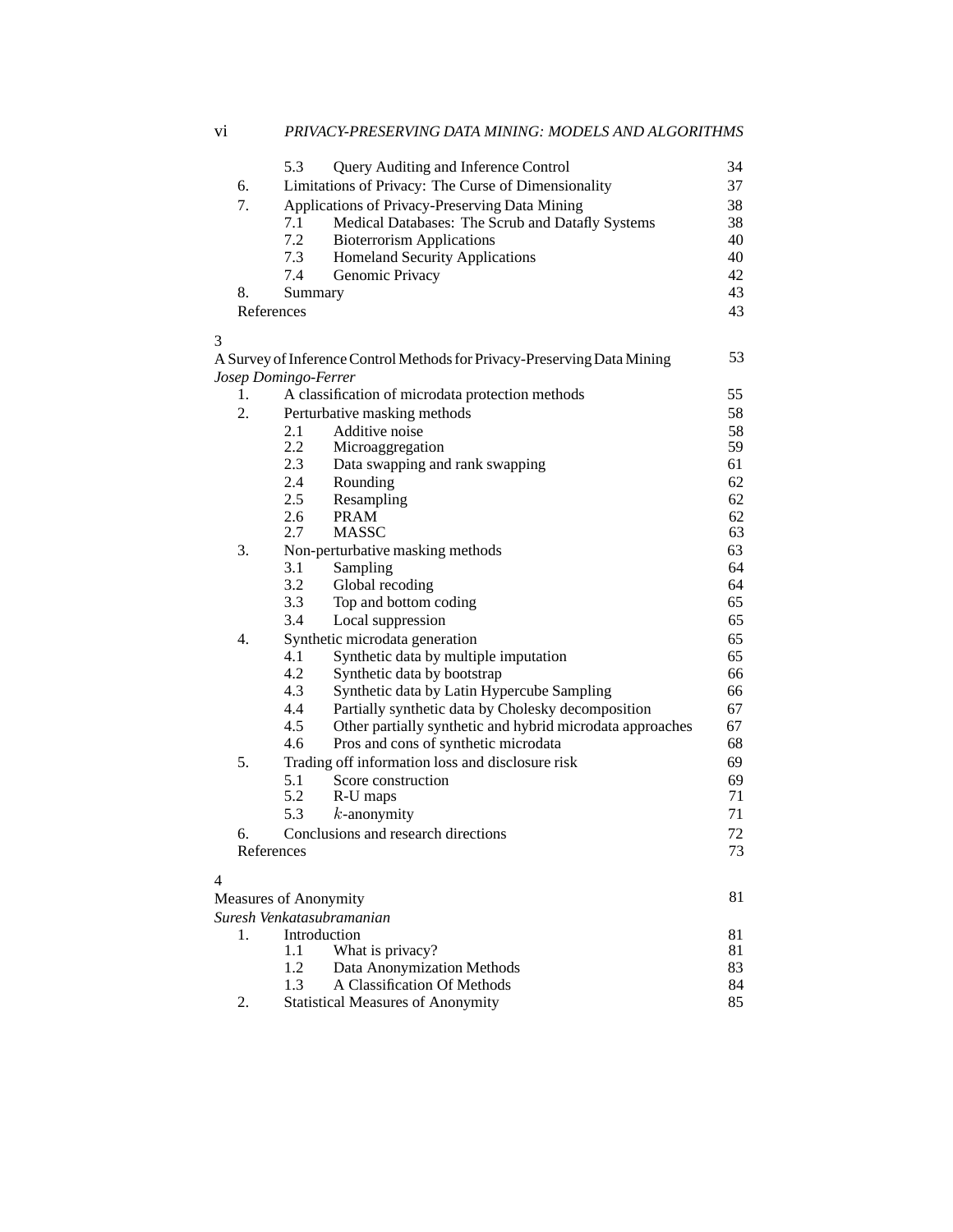5.3 Query Auditing and Inference Control 34
6. Limitations of Privacy: The Curse of Dimensionality 37
7. Applications of Privacy-Preserving Data Mining 38
7.1 Medical Databases: The Scrub and Datafly Systems 38
7.2 Bioterrorism Applications 40
7.3 Homeland Security Applications 40
7.4 Genomic Privacy 42
8. Summary 43
References 43

3
A Survey of Inference Control Methods for Privacy-Preserving Data Mining 53
*Josep Domingo-Ferrer*
1. A classification of microdata protection methods 55
2. Perturbative masking methods 58
2.1 Additive noise 58
2.2 Microaggregation 59
2.3 Data swapping and rank swapping 61
2.4 Rounding 62
2.5 Resampling 62
2.6 PRAM 62
2.7 MASSC 63
3. Non-perturbative masking methods 63
3.1 Sampling 64
3.2 Global recoding 64
3.3 Top and bottom coding 65
3.4 Local suppression 65
4. Synthetic microdata generation 65
4.1 Synthetic data by multiple imputation 65
4.2 Synthetic data by bootstrap 66
4.3 Synthetic data by Latin Hypercube Sampling 66
4.4 Partially synthetic data by Cholesky decomposition 67
4.5 Other partially synthetic and hybrid microdata approaches 67
4.6 Pros and cons of synthetic microdata 68
5. Trading off information loss and disclosure risk 69
5.1 Score construction 69
5.2 R-U maps 71
5.3 $k$-anonymity 71
6. Conclusions and research directions 72
References 73

4
Measures of Anonymity 81
*Suresh Venkatasubramanian*
1. Introduction 81
1.1 What is privacy? 81
1.2 Data Anonymization Methods 83
1.3 A Classification Of Methods 84
2. Statistical Measures of Anonymity 85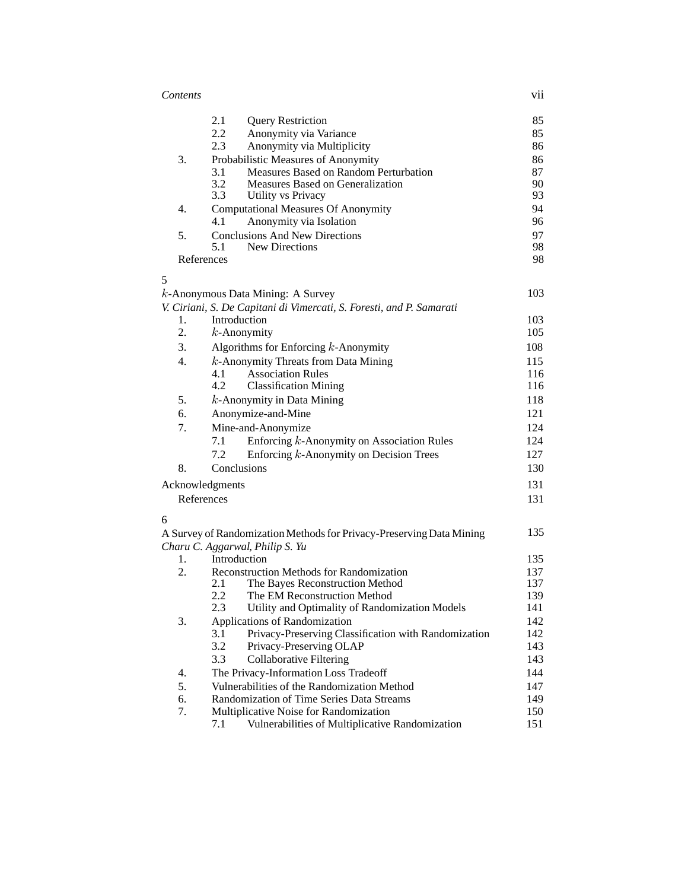| | | | |
|---|---|---|---|
| | 2.1 | Query Restriction | 85 |
| | 2.2 | Anonymity via Variance | 85 |
| | 2.3 | Anonymity via Multiplicity | 86 |
| 3. | | Probabilistic Measures of Anonymity | 86 |
| | 3.1 | Measures Based on Random Perturbation | 87 |
| | 3.2 | Measures Based on Generalization | 90 |
| | 3.3 | Utility vs Privacy | 93 |
| 4. | | Computational Measures Of Anonymity | 94 |
| | 4.1 | Anonymity via Isolation | 96 |
| 5. | | Conclusions And New Directions | 97 |
| | 5.1 | New Directions | 98 |
| References | | | 98 |

5

$k$-Anonymous Data Mining: A Survey — 103

*V. Ciriani, S. De Capitani di Vimercati, S. Foresti, and P. Samarati*

| | | | |
|---|---|---|---|
| 1. | | Introduction | 103 |
| 2. | | $k$-Anonymity | 105 |
| 3. | | Algorithms for Enforcing $k$-Anonymity | 108 |
| 4. | | $k$-Anonymity Threats from Data Mining | 115 |
| | 4.1 | Association Rules | 116 |
| | 4.2 | Classification Mining | 116 |
| 5. | | $k$-Anonymity in Data Mining | 118 |
| 6. | | Anonymize-and-Mine | 121 |
| 7. | | Mine-and-Anonymize | 124 |
| | 7.1 | Enforcing $k$-Anonymity on Association Rules | 124 |
| | 7.2 | Enforcing $k$-Anonymity on Decision Trees | 127 |
| 8. | | Conclusions | 130 |
| Acknowledgments | | | 131 |
| References | | | 131 |

6

A Survey of Randomization Methods for Privacy-Preserving Data Mining — 135

*Charu C. Aggarwal, Philip S. Yu*

| | | | |
|---|---|---|---|
| 1. | | Introduction | 135 |
| 2. | | Reconstruction Methods for Randomization | 137 |
| | 2.1 | The Bayes Reconstruction Method | 137 |
| | 2.2 | The EM Reconstruction Method | 139 |
| | 2.3 | Utility and Optimality of Randomization Models | 141 |
| 3. | | Applications of Randomization | 142 |
| | 3.1 | Privacy-Preserving Classification with Randomization | 142 |
| | 3.2 | Privacy-Preserving OLAP | 143 |
| | 3.3 | Collaborative Filtering | 143 |
| 4. | | The Privacy-Information Loss Tradeoff | 144 |
| 5. | | Vulnerabilities of the Randomization Method | 147 |
| 6. | | Randomization of Time Series Data Streams | 149 |
| 7. | | Multiplicative Noise for Randomization | 150 |
| | 7.1 | Vulnerabilities of Multiplicative Randomization | 151 |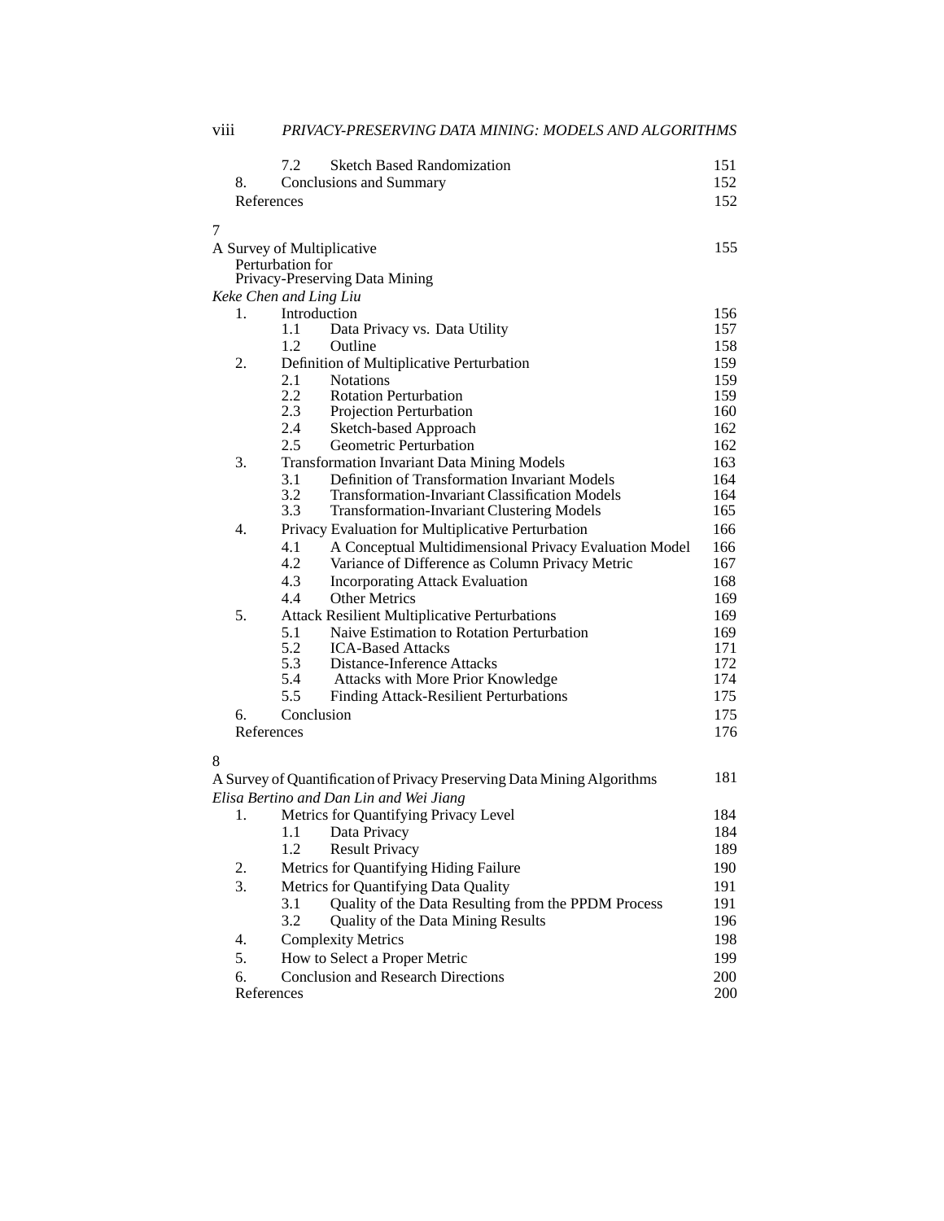| | | | |
|---|---|---|---|
| | 7.2 | Sketch Based Randomization | 151 |
| 8. | | Conclusions and Summary | 152 |
| References | | | 152 |

7

**A Survey of Multiplicative Perturbation for Privacy-Preserving Data Mining** — 155

*Keke Chen and Ling Liu*

| | | | |
|---|---|---|---|
| 1. | | Introduction | 156 |
| | 1.1 | Data Privacy vs. Data Utility | 157 |
| | 1.2 | Outline | 158 |
| 2. | | Definition of Multiplicative Perturbation | 159 |
| | 2.1 | Notations | 159 |
| | 2.2 | Rotation Perturbation | 159 |
| | 2.3 | Projection Perturbation | 160 |
| | 2.4 | Sketch-based Approach | 162 |
| | 2.5 | Geometric Perturbation | 162 |
| 3. | | Transformation Invariant Data Mining Models | 163 |
| | 3.1 | Definition of Transformation Invariant Models | 164 |
| | 3.2 | Transformation-Invariant Classification Models | 164 |
| | 3.3 | Transformation-Invariant Clustering Models | 165 |
| 4. | | Privacy Evaluation for Multiplicative Perturbation | 166 |
| | 4.1 | A Conceptual Multidimensional Privacy Evaluation Model | 166 |
| | 4.2 | Variance of Difference as Column Privacy Metric | 167 |
| | 4.3 | Incorporating Attack Evaluation | 168 |
| | 4.4 | Other Metrics | 169 |
| 5. | | Attack Resilient Multiplicative Perturbations | 169 |
| | 5.1 | Naive Estimation to Rotation Perturbation | 169 |
| | 5.2 | ICA-Based Attacks | 171 |
| | 5.3 | Distance-Inference Attacks | 172 |
| | 5.4 | Attacks with More Prior Knowledge | 174 |
| | 5.5 | Finding Attack-Resilient Perturbations | 175 |
| 6. | | Conclusion | 175 |
| References | | | 176 |

8

**A Survey of Quantification of Privacy Preserving Data Mining Algorithms** — 181

*Elisa Bertino and Dan Lin and Wei Jiang*

| | | | |
|---|---|---|---|
| 1. | | Metrics for Quantifying Privacy Level | 184 |
| | 1.1 | Data Privacy | 184 |
| | 1.2 | Result Privacy | 189 |
| 2. | | Metrics for Quantifying Hiding Failure | 190 |
| 3. | | Metrics for Quantifying Data Quality | 191 |
| | 3.1 | Quality of the Data Resulting from the PPDM Process | 191 |
| | 3.2 | Quality of the Data Mining Results | 196 |
| 4. | | Complexity Metrics | 198 |
| 5. | | How to Select a Proper Metric | 199 |
| 6. | | Conclusion and Research Directions | 200 |
| References | | | 200 |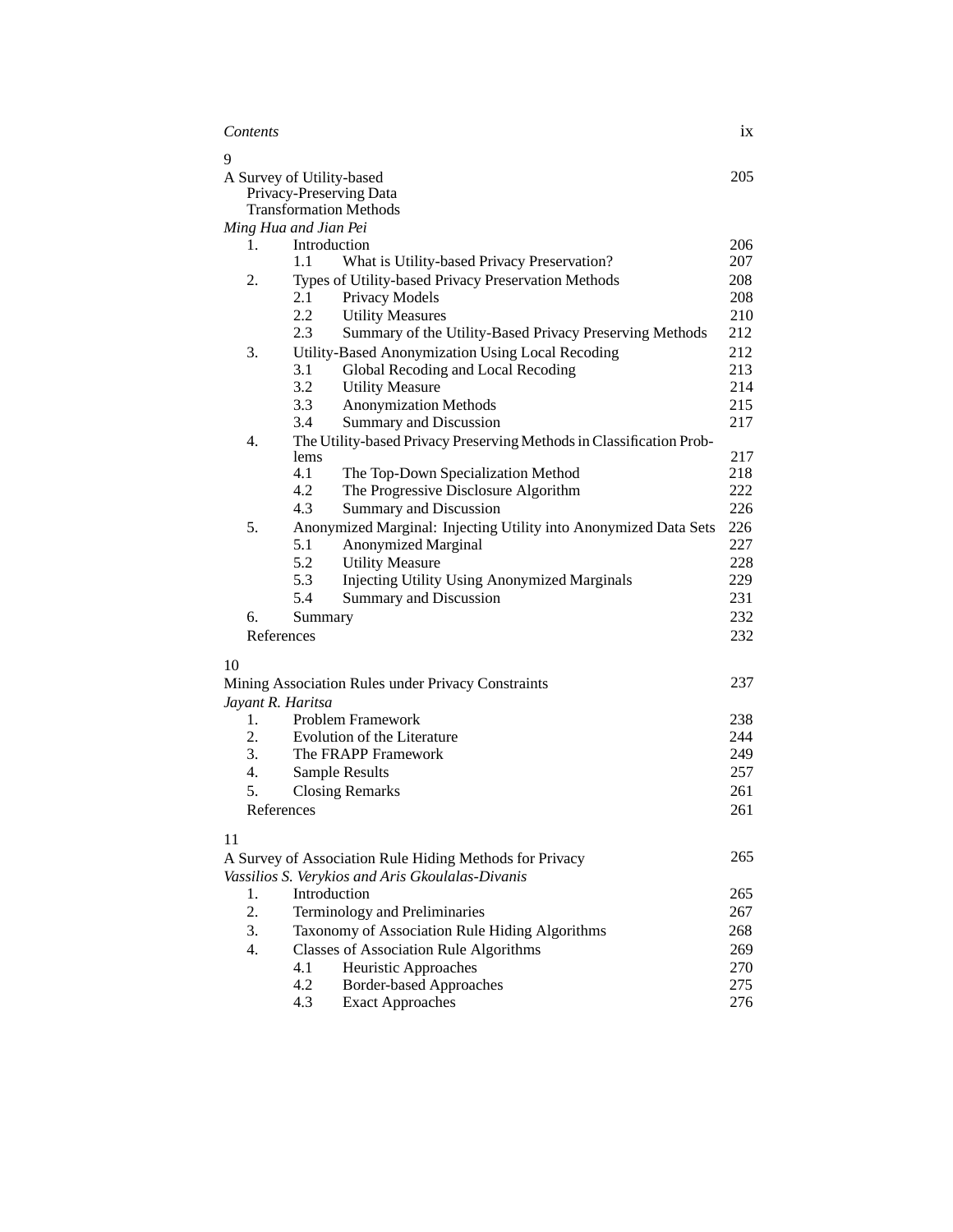9

A Survey of Utility-based Privacy-Preserving Data Transformation Methods — 205

*Ming Hua and Jian Pei*

| | | |
|---|---|---|
| 1. | Introduction | 206 |
| | 1.1 What is Utility-based Privacy Preservation? | 207 |
| 2. | Types of Utility-based Privacy Preservation Methods | 208 |
| | 2.1 Privacy Models | 208 |
| | 2.2 Utility Measures | 210 |
| | 2.3 Summary of the Utility-Based Privacy Preserving Methods | 212 |
| 3. | Utility-Based Anonymization Using Local Recoding | 212 |
| | 3.1 Global Recoding and Local Recoding | 213 |
| | 3.2 Utility Measure | 214 |
| | 3.3 Anonymization Methods | 215 |
| | 3.4 Summary and Discussion | 217 |
| 4. | The Utility-based Privacy Preserving Methods in Classification Problems | 217 |
| | 4.1 The Top-Down Specialization Method | 218 |
| | 4.2 The Progressive Disclosure Algorithm | 222 |
| | 4.3 Summary and Discussion | 226 |
| 5. | Anonymized Marginal: Injecting Utility into Anonymized Data Sets | 226 |
| | 5.1 Anonymized Marginal | 227 |
| | 5.2 Utility Measure | 228 |
| | 5.3 Injecting Utility Using Anonymized Marginals | 229 |
| | 5.4 Summary and Discussion | 231 |
| 6. | Summary | 232 |
| | References | 232 |

10

Mining Association Rules under Privacy Constraints — 237

*Jayant R. Haritsa*

| | | |
|---|---|---|
| 1. | Problem Framework | 238 |
| 2. | Evolution of the Literature | 244 |
| 3. | The FRAPP Framework | 249 |
| 4. | Sample Results | 257 |
| 5. | Closing Remarks | 261 |
| | References | 261 |

11

A Survey of Association Rule Hiding Methods for Privacy — 265

*Vassilios S. Verykios and Aris Gkoulalas-Divanis*

| | | |
|---|---|---|
| 1. | Introduction | 265 |
| 2. | Terminology and Preliminaries | 267 |
| 3. | Taxonomy of Association Rule Hiding Algorithms | 268 |
| 4. | Classes of Association Rule Algorithms | 269 |
| | 4.1 Heuristic Approaches | 270 |
| | 4.2 Border-based Approaches | 275 |
| | 4.3 Exact Approaches | 276 |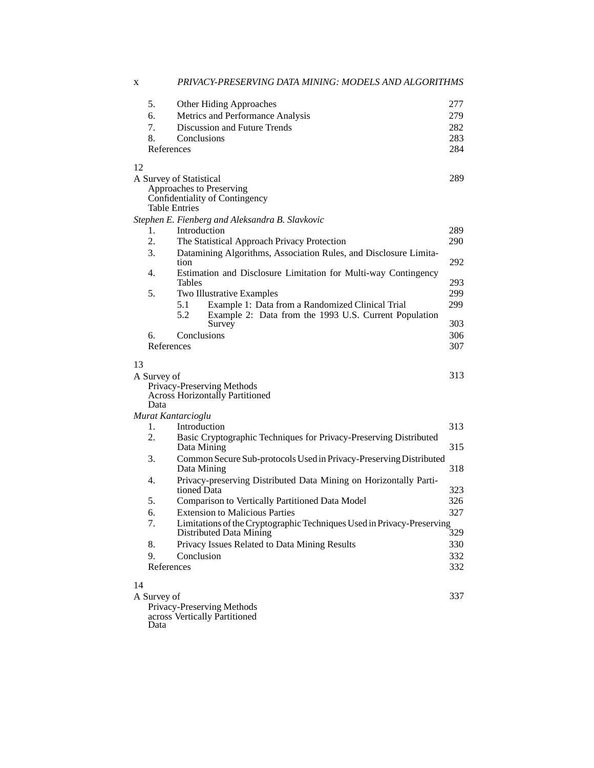5. Other Hiding Approaches 277
6. Metrics and Performance Analysis 279
7. Discussion and Future Trends 282
8. Conclusions 283

References 284

12

A Survey of Statistical Approaches to Preserving Confidentiality of Contingency Table Entries 289

*Stephen E. Fienberg and Aleksandra B. Slavkovic*

1. Introduction 289
2. The Statistical Approach Privacy Protection 290
3. Datamining Algorithms, Association Rules, and Disclosure Limitation 292
4. Estimation and Disclosure Limitation for Multi-way Contingency Tables 293
5. Two Illustrative Examples 299
   - 5.1 Example 1: Data from a Randomized Clinical Trial 299
   - 5.2 Example 2: Data from the 1993 U.S. Current Population Survey 303
6. Conclusions 306

References 307

13

A Survey of Privacy-Preserving Methods Across Horizontally Partitioned Data 313

*Murat Kantarcioglu*

1. Introduction 313
2. Basic Cryptographic Techniques for Privacy-Preserving Distributed Data Mining 315
3. Common Secure Sub-protocols Used in Privacy-Preserving Distributed Data Mining 318
4. Privacy-preserving Distributed Data Mining on Horizontally Partitioned Data 323
5. Comparison to Vertically Partitioned Data Model 326
6. Extension to Malicious Parties 327
7. Limitations of the Cryptographic Techniques Used in Privacy-Preserving Distributed Data Mining 329
8. Privacy Issues Related to Data Mining Results 330
9. Conclusion 332

References 332

14

A Survey of Privacy-Preserving Methods across Vertically Partitioned Data 337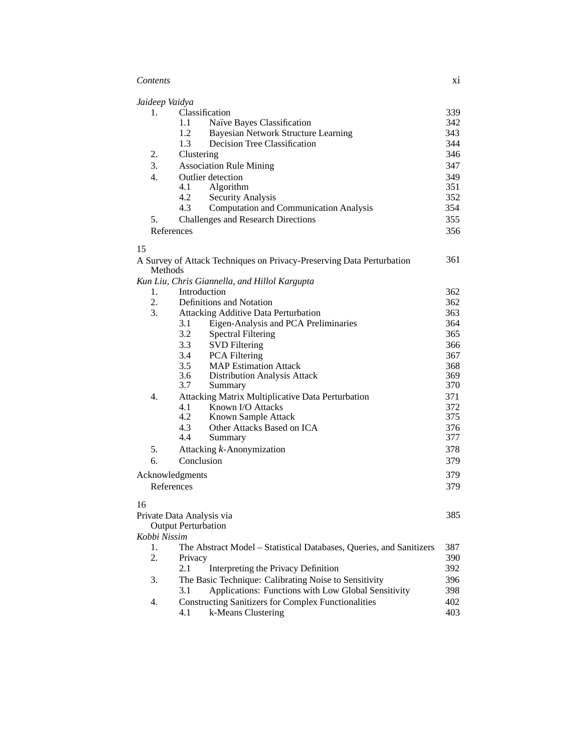*Jaideep Vaidya*

| | | | |
|---|---|---|---|
| 1. | Classification | | 339 |
| | 1.1 | Naïve Bayes Classification | 342 |
| | 1.2 | Bayesian Network Structure Learning | 343 |
| | 1.3 | Decision Tree Classification | 344 |
| 2. | Clustering | | 346 |
| 3. | Association Rule Mining | | 347 |
| 4. | Outlier detection | | 349 |
| | 4.1 | Algorithm | 351 |
| | 4.2 | Security Analysis | 352 |
| | 4.3 | Computation and Communication Analysis | 354 |
| 5. | Challenges and Research Directions | | 355 |
| References | | | 356 |

15

A Survey of Attack Techniques on Privacy-Preserving Data Perturbation Methods — 361

*Kun Liu, Chris Giannella, and Hillol Kargupta*

| | | | |
|---|---|---|---|
| 1. | Introduction | | 362 |
| 2. | Definitions and Notation | | 362 |
| 3. | Attacking Additive Data Perturbation | | 363 |
| | 3.1 | Eigen-Analysis and PCA Preliminaries | 364 |
| | 3.2 | Spectral Filtering | 365 |
| | 3.3 | SVD Filtering | 366 |
| | 3.4 | PCA Filtering | 367 |
| | 3.5 | MAP Estimation Attack | 368 |
| | 3.6 | Distribution Analysis Attack | 369 |
| | 3.7 | Summary | 370 |
| 4. | Attacking Matrix Multiplicative Data Perturbation | | 371 |
| | 4.1 | Known I/O Attacks | 372 |
| | 4.2 | Known Sample Attack | 375 |
| | 4.3 | Other Attacks Based on ICA | 376 |
| | 4.4 | Summary | 377 |
| 5. | Attacking $k$-Anonymization | | 378 |
| 6. | Conclusion | | 379 |
| Acknowledgments | | | 379 |
| References | | | 379 |

16

Private Data Analysis via Output Perturbation — 385

*Kobbi Nissim*

| | | | |
|---|---|---|---|
| 1. | The Abstract Model – Statistical Databases, Queries, and Sanitizers | | 387 |
| 2. | Privacy | | 390 |
| | 2.1 | Interpreting the Privacy Definition | 392 |
| 3. | The Basic Technique: Calibrating Noise to Sensitivity | | 396 |
| | 3.1 | Applications: Functions with Low Global Sensitivity | 398 |
| 4. | Constructing Sanitizers for Complex Functionalities | | 402 |
| | 4.1 | k-Means Clustering | 403 |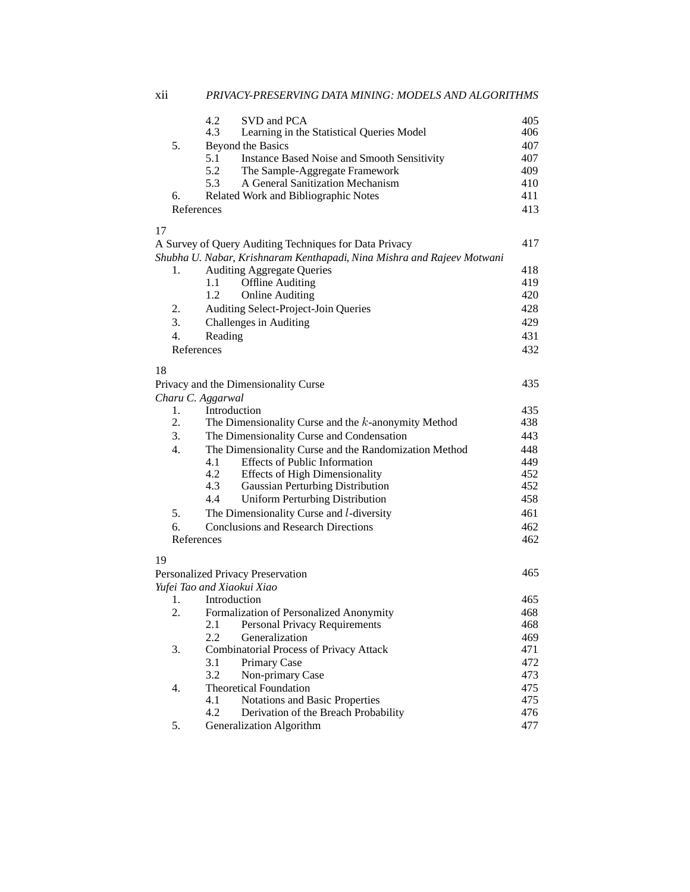| | | | |
|---|---|---|---|
| | 4.2 | SVD and PCA | 405 |
| | 4.3 | Learning in the Statistical Queries Model | 406 |
| 5. | Beyond the Basics | | 407 |
| | 5.1 | Instance Based Noise and Smooth Sensitivity | 407 |
| | 5.2 | The Sample-Aggregate Framework | 409 |
| | 5.3 | A General Sanitization Mechanism | 410 |
| 6. | Related Work and Bibliographic Notes | | 411 |
| References | | | 413 |

17

A Survey of Query Auditing Techniques for Data Privacy — 417

*Shubha U. Nabar, Krishnaram Kenthapadi, Nina Mishra and Rajeev Motwani*

| | | | |
|---|---|---|---|
| 1. | Auditing Aggregate Queries | | 418 |
| | 1.1 | Offline Auditing | 419 |
| | 1.2 | Online Auditing | 420 |
| 2. | Auditing Select-Project-Join Queries | | 428 |
| 3. | Challenges in Auditing | | 429 |
| 4. | Reading | | 431 |
| References | | | 432 |

18

Privacy and the Dimensionality Curse — 435

*Charu C. Aggarwal*

| | | | |
|---|---|---|---|
| 1. | Introduction | | 435 |
| 2. | The Dimensionality Curse and the $k$-anonymity Method | | 438 |
| 3. | The Dimensionality Curse and Condensation | | 443 |
| 4. | The Dimensionality Curse and the Randomization Method | | 448 |
| | 4.1 | Effects of Public Information | 449 |
| | 4.2 | Effects of High Dimensionality | 452 |
| | 4.3 | Gaussian Perturbing Distribution | 452 |
| | 4.4 | Uniform Perturbing Distribution | 458 |
| 5. | The Dimensionality Curse and $l$-diversity | | 461 |
| 6. | Conclusions and Research Directions | | 462 |
| References | | | 462 |

19

Personalized Privacy Preservation — 465

*Yufei Tao and Xiaokui Xiao*

| | | | |
|---|---|---|---|
| 1. | Introduction | | 465 |
| 2. | Formalization of Personalized Anonymity | | 468 |
| | 2.1 | Personal Privacy Requirements | 468 |
| | 2.2 | Generalization | 469 |
| 3. | Combinatorial Process of Privacy Attack | | 471 |
| | 3.1 | Primary Case | 472 |
| | 3.2 | Non-primary Case | 473 |
| 4. | Theoretical Foundation | | 475 |
| | 4.1 | Notations and Basic Properties | 475 |
| | 4.2 | Derivation of the Breach Probability | 476 |
| 5. | Generalization Algorithm | | 477 |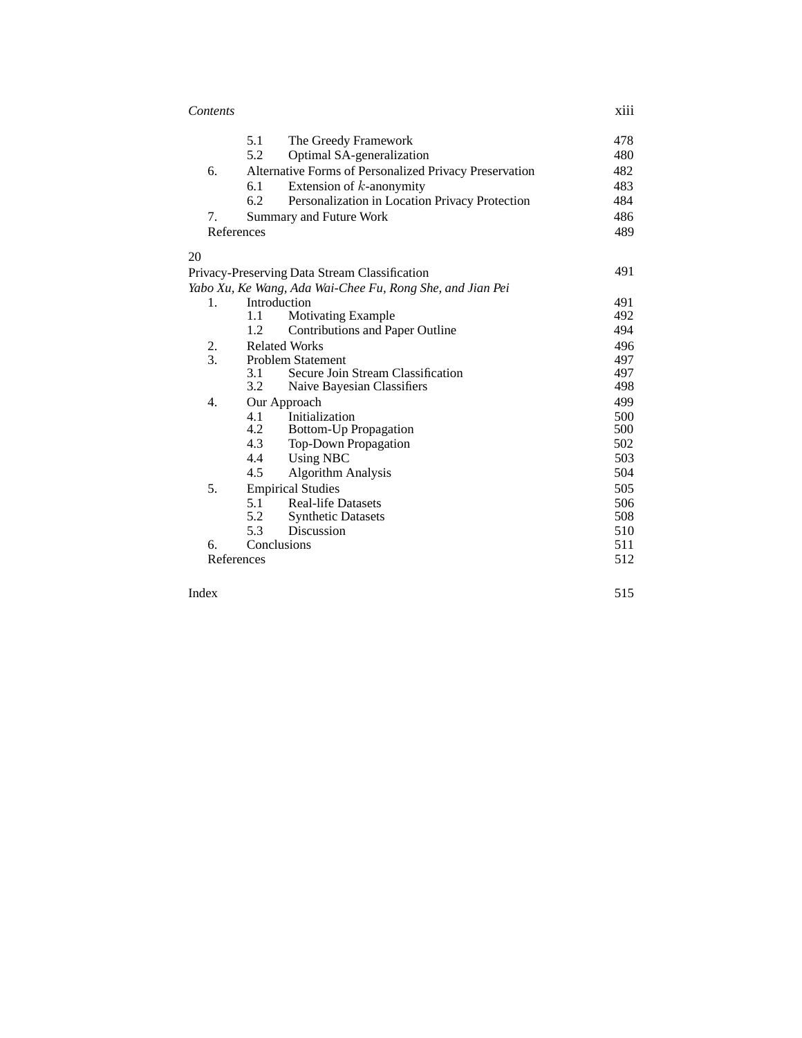| | | | |
|---|---|---|---|
| | 5.1 | The Greedy Framework | 478 |
| | 5.2 | Optimal SA-generalization | 480 |
| 6. | Alternative Forms of Personalized Privacy Preservation | | 482 |
| | 6.1 | Extension of $k$-anonymity | 483 |
| | 6.2 | Personalization in Location Privacy Protection | 484 |
| 7. | Summary and Future Work | | 486 |
| References | | | 489 |

20

Privacy-Preserving Data Stream Classification — 491

*Yabo Xu, Ke Wang, Ada Wai-Chee Fu, Rong She, and Jian Pei*

| | | | |
|---|---|---|---|
| 1. | Introduction | | 491 |
| | 1.1 | Motivating Example | 492 |
| | 1.2 | Contributions and Paper Outline | 494 |
| 2. | Related Works | | 496 |
| 3. | Problem Statement | | 497 |
| | 3.1 | Secure Join Stream Classification | 497 |
| | 3.2 | Naive Bayesian Classifiers | 498 |
| 4. | Our Approach | | 499 |
| | 4.1 | Initialization | 500 |
| | 4.2 | Bottom-Up Propagation | 500 |
| | 4.3 | Top-Down Propagation | 502 |
| | 4.4 | Using NBC | 503 |
| | 4.5 | Algorithm Analysis | 504 |
| 5. | Empirical Studies | | 505 |
| | 5.1 | Real-life Datasets | 506 |
| | 5.2 | Synthetic Datasets | 508 |
| | 5.3 | Discussion | 510 |
| 6. | Conclusions | | 511 |
| References | | | 512 |

Index — 515